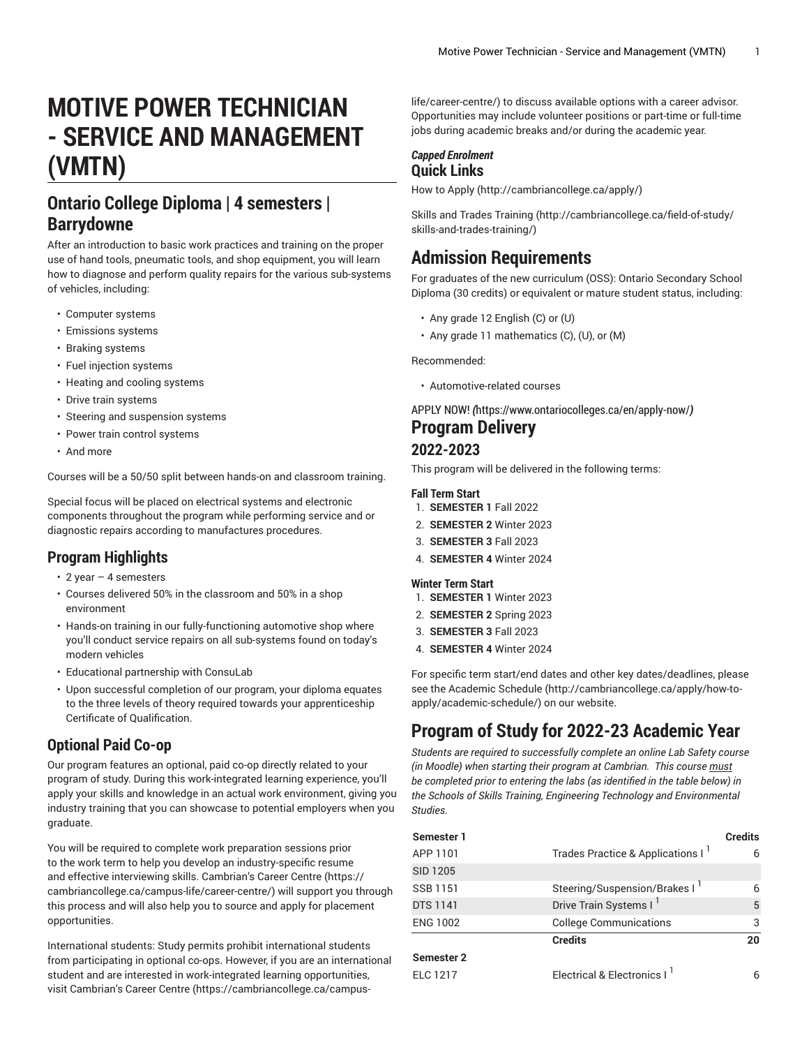# MOTIVE POWER TECHNICIAN - SERVICE AND MANAGEMENT (VMTN)

## Ontario College Diploma | 4 semesters | Barrydowne

After an introduction to basic work practices and training on the proper use of hand tools, pneumatic tools, and shop equipment, you will learn how to diagnose and perform quality repairs for the various sub-systems of vehicles, including:

- Computer systems
- Emissions systems
- Braking systems
- Fuel injection systems
- Heating and cooling systems
- Drive train systems
- Steering and suspension systems
- Power train control systems
- And more

Courses will be a 50/50 split between hands-on and classroom training.

Special focus will be placed on electrical systems and electronic components throughout the program while performing service and or diagnostic repairs according to manufactures procedures.

### Program Highlights

- 2 year – 4 semesters
- Courses delivered 50% in the classroom and 50% in a shop environment
- Hands-on training in our fully-functioning automotive shop where you'll conduct service repairs on all sub-systems found on today's modern vehicles
- Educational partnership with ConsuLab
- Upon successful completion of our program, your diploma equates to the three levels of theory required towards your apprenticeship Certificate of Qualification.

### Optional Paid Co-op

Our program features an optional, paid co-op directly related to your program of study. During this work-integrated learning experience, you'll apply your skills and knowledge in an actual work environment, giving you industry training that you can showcase to potential employers when you graduate.

You will be required to complete work preparation sessions prior to the work term to help you develop an industry-specific resume and effective interviewing skills. Cambrian's Career Centre (https://cambriancollege.ca/campus-life/career-centre/) will support you through this process and will also help you to source and apply for placement opportunities.

International students: Study permits prohibit international students from participating in optional co-ops. However, if you are an international student and are interested in work-integrated learning opportunities, visit Cambrian's Career Centre (https://cambriancollege.ca/campus-life/career-centre/) to discuss available options with a career advisor. Opportunities may include volunteer positions or part-time or full-time jobs during academic breaks and/or during the academic year.

***Capped Enrolment***

### Quick Links

How to Apply (http://cambriancollege.ca/apply/)

Skills and Trades Training (http://cambriancollege.ca/field-of-study/skills-and-trades-training/)

## Admission Requirements

For graduates of the new curriculum (OSS): Ontario Secondary School Diploma (30 credits) or equivalent or mature student status, including:

- Any grade 12 English (C) or (U)
- Any grade 11 mathematics (C), (U), or (M)

Recommended:

- Automotive-related courses

APPLY NOW! *(*https://www.ontariocolleges.ca/en/apply-now/*)*

## Program Delivery

### 2022-2023

This program will be delivered in the following terms:

**Fall Term Start**

1. **SEMESTER 1** Fall 2022
2. **SEMESTER 2** Winter 2023
3. **SEMESTER 3** Fall 2023
4. **SEMESTER 4** Winter 2024

**Winter Term Start**

1. **SEMESTER 1** Winter 2023
2. **SEMESTER 2** Spring 2023
3. **SEMESTER 3** Fall 2023
4. **SEMESTER 4** Winter 2024

For specific term start/end dates and other key dates/deadlines, please see the Academic Schedule (http://cambriancollege.ca/apply/how-to-apply/academic-schedule/) on our website.

## Program of Study for 2022-23 Academic Year

*Students are required to successfully complete an online Lab Safety course (in Moodle) when starting their program at Cambrian. This course must be completed prior to entering the labs (as identified in the table below) in the Schools of Skills Training, Engineering Technology and Environmental Studies.*

| Semester 1 | | Credits |
|---|---|---|
| APP 1101 | Trades Practice & Applications I [1] | 6 |
| SID 1205 | | |
| SSB 1151 | Steering/Suspension/Brakes I [1] | 6 |
| DTS 1141 | Drive Train Systems I [1] | 5 |
| ENG 1002 | College Communications | 3 |
| | **Credits** | **20** |
| **Semester 2** | | |
| ELC 1217 | Electrical & Electronics I [1] | 6 |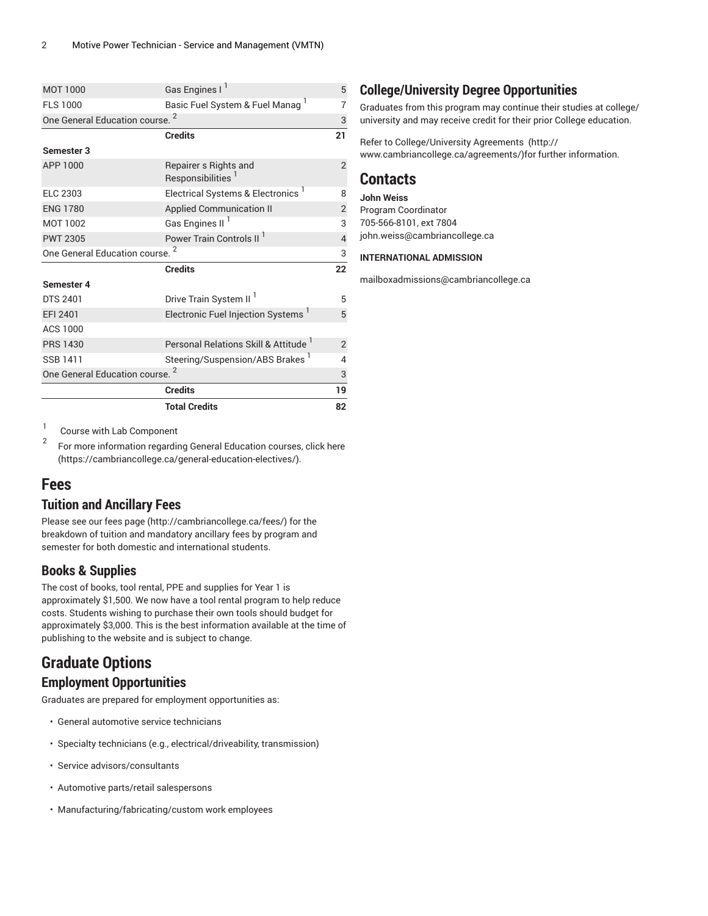| | | |
|---|---|---|
| MOT 1000 | Gas Engines I [1] | 5 |
| FLS 1000 | Basic Fuel System & Fuel Manag [1] | 7 |
| One General Education course. [2] | | 3 |
| | **Credits** | **21** |
| **Semester 3** | | |
| APP 1000 | Repairer s Rights and Responsibilities [1] | 2 |
| ELC 2303 | Electrical Systems & Electronics [1] | 8 |
| ENG 1780 | Applied Communication II | 2 |
| MOT 1002 | Gas Engines II [1] | 3 |
| PWT 2305 | Power Train Controls II [1] | 4 |
| One General Education course. [2] | | 3 |
| | **Credits** | **22** |
| **Semester 4** | | |
| DTS 2401 | Drive Train System II [1] | 5 |
| EFI 2401 | Electronic Fuel Injection Systems [1] | 5 |
| ACS 1000 | | |
| PRS 1430 | Personal Relations Skill & Attitude [1] | 2 |
| SSB 1411 | Steering/Suspension/ABS Brakes [1] | 4 |
| One General Education course. [2] | | 3 |
| | **Credits** | **19** |
| | **Total Credits** | **82** |

[1] Course with Lab Component

[2] For more information regarding General Education courses, click here (https://cambriancollege.ca/general-education-electives/).

# Fees

## Tuition and Ancillary Fees

Please see our fees page (http://cambriancollege.ca/fees/) for the breakdown of tuition and mandatory ancillary fees by program and semester for both domestic and international students.

## Books & Supplies

The cost of books, tool rental, PPE and supplies for Year 1 is approximately $1,500. We now have a tool rental program to help reduce costs. Students wishing to purchase their own tools should budget for approximately $3,000. This is the best information available at the time of publishing to the website and is subject to change.

# Graduate Options

## Employment Opportunities

Graduates are prepared for employment opportunities as:

- General automotive service technicians
- Specialty technicians (e.g., electrical/driveability, transmission)
- Service advisors/consultants
- Automotive parts/retail salespersons
- Manufacturing/fabricating/custom work employees

## College/University Degree Opportunities

Graduates from this program may continue their studies at college/ university and may receive credit for their prior College education.

Refer to College/University Agreements (http:// www.cambriancollege.ca/agreements/)for further information.

# Contacts

**John Weiss**
Program Coordinator
705-566-8101, ext 7804
john.weiss@cambriancollege.ca

**INTERNATIONAL ADMISSION**

mailboxadmissions@cambriancollege.ca